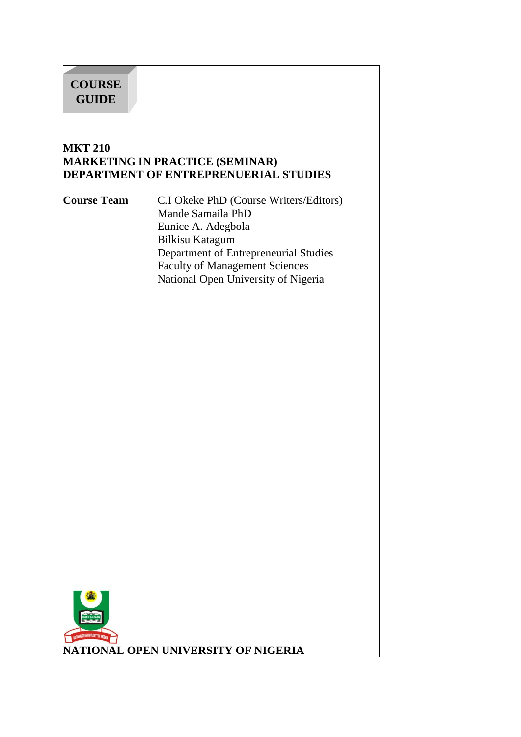**COURSE GUIDE**

# MKT 210
# MARKETING IN PRACTICE (SEMINAR)
# DEPARTMENT OF ENTREPRENUERIAL STUDIES

**Course Team**

C.I Okeke PhD (Course Writers/Editors)
Mande Samaila PhD
Eunice A. Adegbola
Bilkisu Katagum
Department of Entrepreneurial Studies
Faculty of Management Sciences
National Open University of Nigeria

**NATIONAL OPEN UNIVERSITY OF NIGERIA**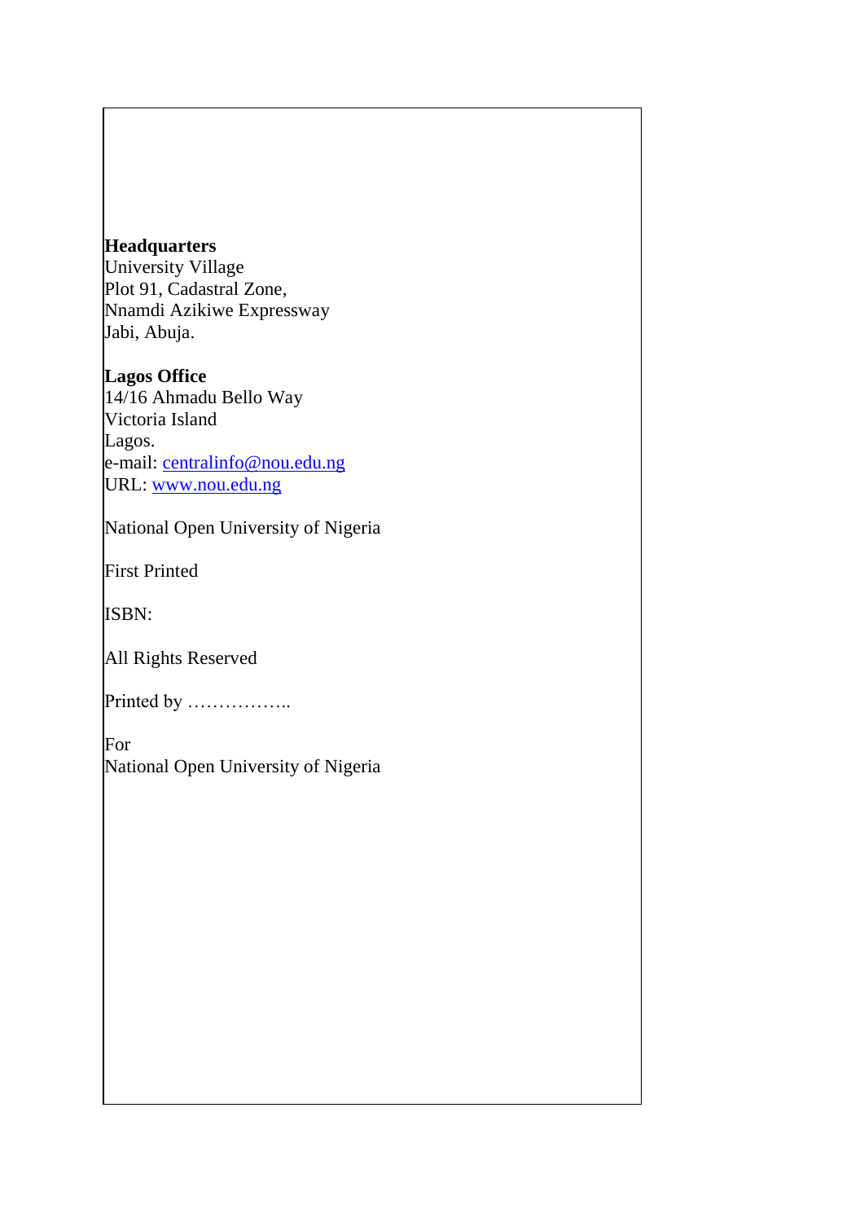**Headquarters**
University Village
Plot 91, Cadastral Zone,
Nnamdi Azikiwe Expressway
Jabi, Abuja.

**Lagos Office**
14/16 Ahmadu Bello Way
Victoria Island
Lagos.
e-mail: centralinfo@nou.edu.ng
URL: www.nou.edu.ng

National Open University of Nigeria

First Printed

ISBN:

All Rights Reserved

Printed by ……………..

For
National Open University of Nigeria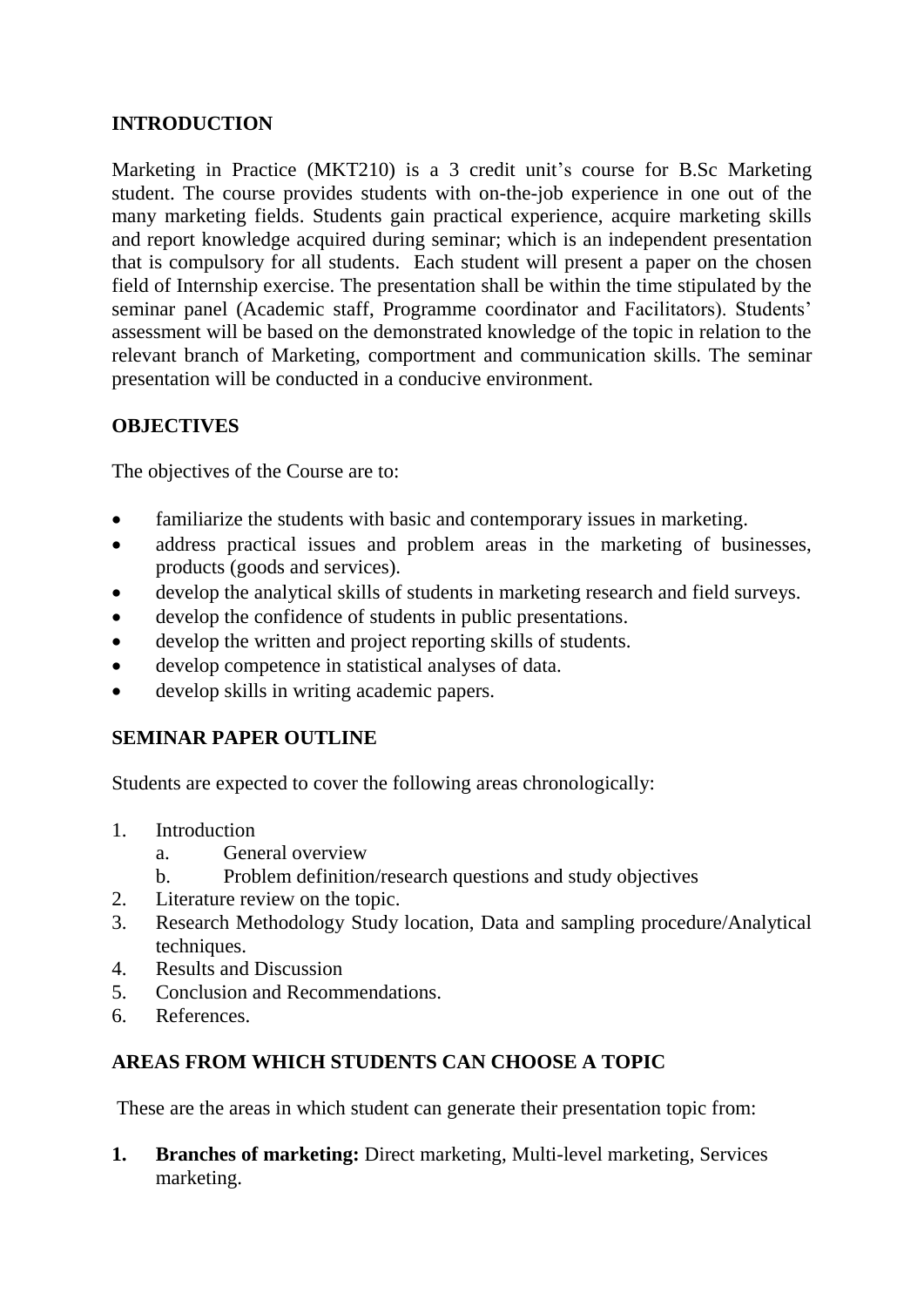## INTRODUCTION

Marketing in Practice (MKT210) is a 3 credit unit's course for B.Sc Marketing student. The course provides students with on-the-job experience in one out of the many marketing fields. Students gain practical experience, acquire marketing skills and report knowledge acquired during seminar; which is an independent presentation that is compulsory for all students. Each student will present a paper on the chosen field of Internship exercise. The presentation shall be within the time stipulated by the seminar panel (Academic staff, Programme coordinator and Facilitators). Students' assessment will be based on the demonstrated knowledge of the topic in relation to the relevant branch of Marketing, comportment and communication skills. The seminar presentation will be conducted in a conducive environment.

## OBJECTIVES

The objectives of the Course are to:

- familiarize the students with basic and contemporary issues in marketing.
- address practical issues and problem areas in the marketing of businesses, products (goods and services).
- develop the analytical skills of students in marketing research and field surveys.
- develop the confidence of students in public presentations.
- develop the written and project reporting skills of students.
- develop competence in statistical analyses of data.
- develop skills in writing academic papers.

## SEMINAR PAPER OUTLINE

Students are expected to cover the following areas chronologically:

1. Introduction
   a. General overview
   b. Problem definition/research questions and study objectives
2. Literature review on the topic.
3. Research Methodology Study location, Data and sampling procedure/Analytical techniques.
4. Results and Discussion
5. Conclusion and Recommendations.
6. References.

## AREAS FROM WHICH STUDENTS CAN CHOOSE A TOPIC

These are the areas in which student can generate their presentation topic from:

1. **Branches of marketing:** Direct marketing, Multi-level marketing, Services marketing.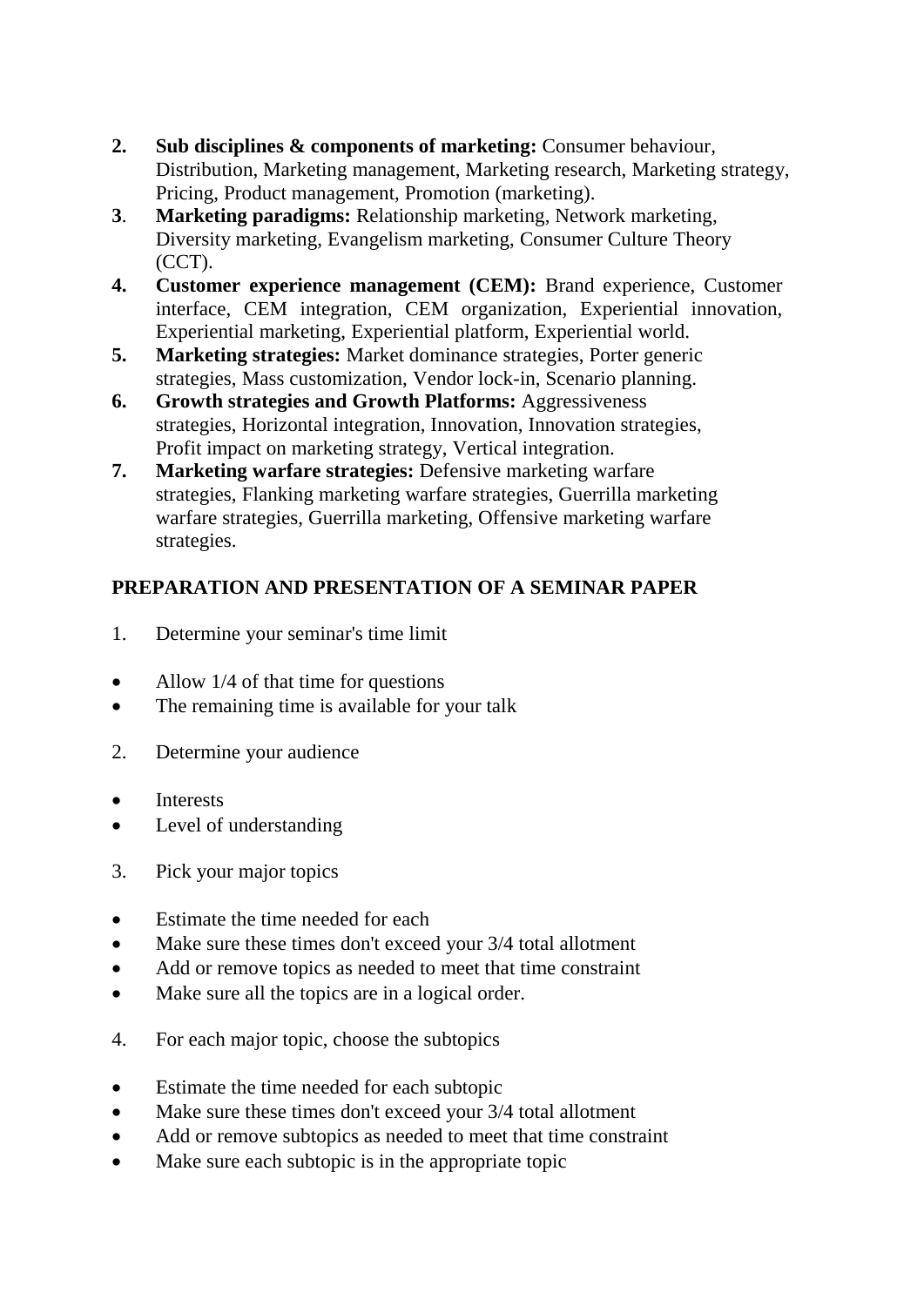2. **Sub disciplines & components of marketing:** Consumer behaviour, Distribution, Marketing management, Marketing research, Marketing strategy, Pricing, Product management, Promotion (marketing).
3. **Marketing paradigms:** Relationship marketing, Network marketing, Diversity marketing, Evangelism marketing, Consumer Culture Theory (CCT).
4. **Customer experience management (CEM):** Brand experience, Customer interface, CEM integration, CEM organization, Experiential innovation, Experiential marketing, Experiential platform, Experiential world.
5. **Marketing strategies:** Market dominance strategies, Porter generic strategies, Mass customization, Vendor lock-in, Scenario planning.
6. **Growth strategies and Growth Platforms:** Aggressiveness strategies, Horizontal integration, Innovation, Innovation strategies, Profit impact on marketing strategy, Vertical integration.
7. **Marketing warfare strategies:** Defensive marketing warfare strategies, Flanking marketing warfare strategies, Guerrilla marketing warfare strategies, Guerrilla marketing, Offensive marketing warfare strategies.

## PREPARATION AND PRESENTATION OF A SEMINAR PAPER

1. Determine your seminar's time limit

- Allow 1/4 of that time for questions
- The remaining time is available for your talk

2. Determine your audience

- Interests
- Level of understanding

3. Pick your major topics

- Estimate the time needed for each
- Make sure these times don't exceed your 3/4 total allotment
- Add or remove topics as needed to meet that time constraint
- Make sure all the topics are in a logical order.

4. For each major topic, choose the subtopics

- Estimate the time needed for each subtopic
- Make sure these times don't exceed your 3/4 total allotment
- Add or remove subtopics as needed to meet that time constraint
- Make sure each subtopic is in the appropriate topic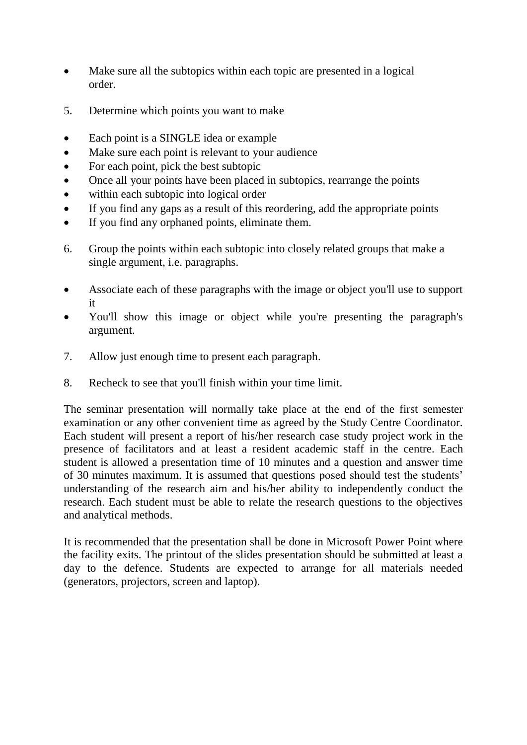- Make sure all the subtopics within each topic are presented in a logical order.

5. Determine which points you want to make

- Each point is a SINGLE idea or example
- Make sure each point is relevant to your audience
- For each point, pick the best subtopic
- Once all your points have been placed in subtopics, rearrange the points
- within each subtopic into logical order
- If you find any gaps as a result of this reordering, add the appropriate points
- If you find any orphaned points, eliminate them.

6. Group the points within each subtopic into closely related groups that make a single argument, i.e. paragraphs.

- Associate each of these paragraphs with the image or object you'll use to support it
- You'll show this image or object while you're presenting the paragraph's argument.

7. Allow just enough time to present each paragraph.

8. Recheck to see that you'll finish within your time limit.

The seminar presentation will normally take place at the end of the first semester examination or any other convenient time as agreed by the Study Centre Coordinator. Each student will present a report of his/her research case study project work in the presence of facilitators and at least a resident academic staff in the centre. Each student is allowed a presentation time of 10 minutes and a question and answer time of 30 minutes maximum. It is assumed that questions posed should test the students' understanding of the research aim and his/her ability to independently conduct the research. Each student must be able to relate the research questions to the objectives and analytical methods.

It is recommended that the presentation shall be done in Microsoft Power Point where the facility exits. The printout of the slides presentation should be submitted at least a day to the defence. Students are expected to arrange for all materials needed (generators, projectors, screen and laptop).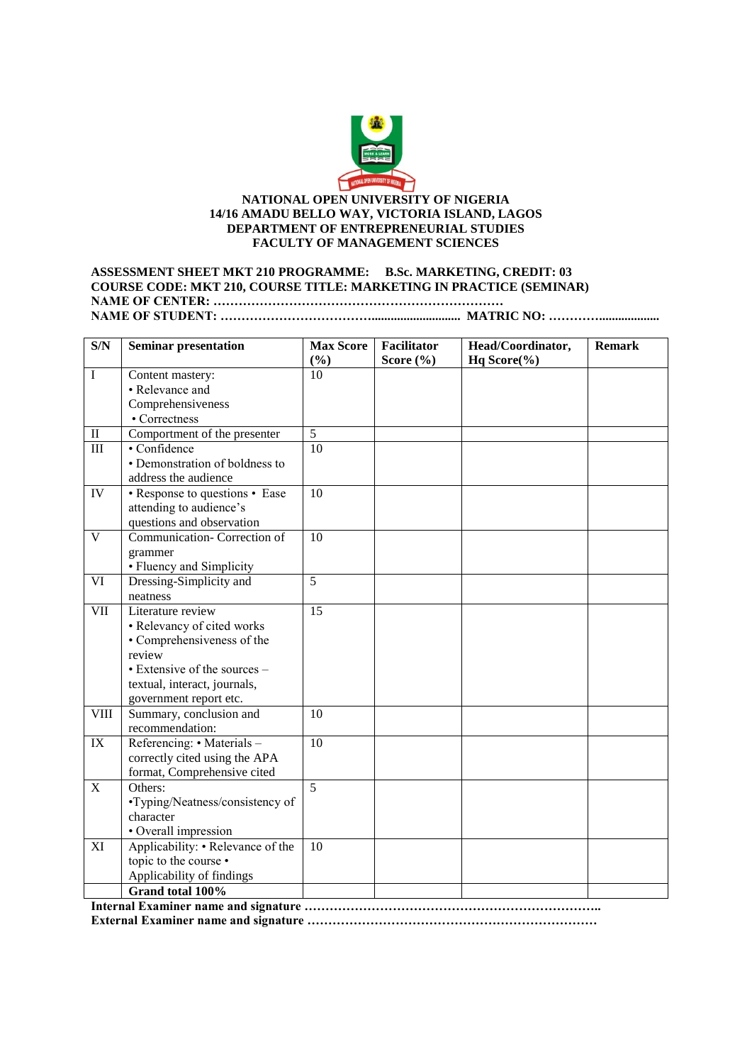**NATIONAL OPEN UNIVERSITY OF NIGERIA**
**14/16 AMADU BELLO WAY, VICTORIA ISLAND, LAGOS**
**DEPARTMENT OF ENTREPRENEURIAL STUDIES**
**FACULTY OF MANAGEMENT SCIENCES**

**ASSESSMENT SHEET MKT 210 PROGRAMME: B.Sc. MARKETING, CREDIT: 03**
**COURSE CODE: MKT 210, COURSE TITLE: MARKETING IN PRACTICE (SEMINAR)**
**NAME OF CENTER: ……………………………………………………………**
**NAME OF STUDENT: ……………………………............................ MATRIC NO: …………...................**

| S/N | Seminar presentation | Max Score (%) | Facilitator Score (%) | Head/Coordinator, Hq Score(%) | Remark |
|---|---|---|---|---|---|
| I | Content mastery: • Relevance and Comprehensiveness • Correctness | 10 | | | |
| II | Comportment of the presenter | 5 | | | |
| III | • Confidence • Demonstration of boldness to address the audience | 10 | | | |
| IV | • Response to questions • Ease attending to audience's questions and observation | 10 | | | |
| V | Communication- Correction of grammer • Fluency and Simplicity | 10 | | | |
| VI | Dressing-Simplicity and neatness | 5 | | | |
| VII | Literature review • Relevancy of cited works • Comprehensiveness of the review • Extensive of the sources – textual, interact, journals, government report etc. | 15 | | | |
| VIII | Summary, conclusion and recommendation: | 10 | | | |
| IX | Referencing: • Materials – correctly cited using the APA format, Comprehensive cited | 10 | | | |
| X | Others: •Typing/Neatness/consistency of character • Overall impression | 5 | | | |
| XI | Applicability: • Relevance of the topic to the course • Applicability of findings | 10 | | | |
| | **Grand total 100%** | | | | |

**Internal Examiner name and signature ……………………………………………………………..**
**External Examiner name and signature ……………………………………………………………**